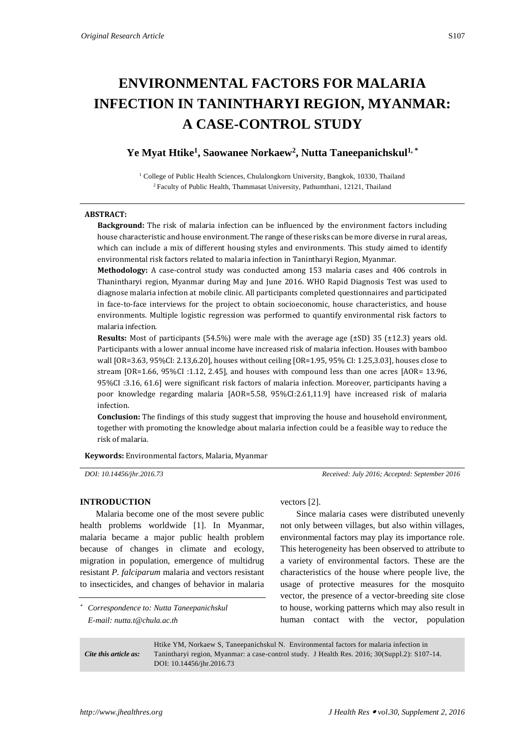*Original Research Article*

# ENVIRONMENTAL FACTORS FOR MALARIA INFECTION IN TANINTHARYI REGION, MYANMAR: A CASE-CONTROL STUDY

**Ye Myat Htike[1], Saowanee Norkaew[2], Nutta Taneepanichskul[1,*]**

[1] College of Public Health Sciences, Chulalongkorn University, Bangkok, 10330, Thailand
[2] Faculty of Public Health, Thammasat University, Pathumthani, 12121, Thailand

**ABSTRACT:**

**Background:** The risk of malaria infection can be influenced by the environment factors including house characteristic and house environment. The range of these risks can be more diverse in rural areas, which can include a mix of different housing styles and environments. This study aimed to identify environmental risk factors related to malaria infection in Tanintharyi Region, Myanmar.

**Methodology:** A case-control study was conducted among 153 malaria cases and 406 controls in Thanintharyi region, Myanmar during May and June 2016. WHO Rapid Diagnosis Test was used to diagnose malaria infection at mobile clinic. All participants completed questionnaires and participated in face-to-face interviews for the project to obtain socioeconomic, house characteristics, and house environments. Multiple logistic regression was performed to quantify environmental risk factors to malaria infection.

**Results:** Most of participants (54.5%) were male with the average age (±SD) 35 (±12.3) years old. Participants with a lower annual income have increased risk of malaria infection. Houses with bamboo wall [OR=3.63, 95%CI: 2.13,6.20], houses without ceiling [OR=1.95, 95% CI: 1.25,3.03], houses close to stream [OR=1.66, 95%CI :1.12, 2.45], and houses with compound less than one acres [AOR= 13.96, 95%CI :3.16, 61.6] were significant risk factors of malaria infection. Moreover, participants having a poor knowledge regarding malaria [AOR=5.58, 95%CI:2.61,11.9] have increased risk of malaria infection.

**Conclusion:** The findings of this study suggest that improving the house and household environment, together with promoting the knowledge about malaria infection could be a feasible way to reduce the risk of malaria.

**Keywords:** Environmental factors, Malaria, Myanmar

*DOI: 10.14456/jhr.2016.73* *Received: July 2016; Accepted: September 2016*

## INTRODUCTION

Malaria become one of the most severe public health problems worldwide [1]. In Myanmar, malaria became a major public health problem because of changes in climate and ecology, migration in population, emergence of multidrug resistant *P. falciparum* malaria and vectors resistant to insecticides, and changes of behavior in malaria vectors [2].

Since malaria cases were distributed unevenly not only between villages, but also within villages, environmental factors may play its importance role. This heterogeneity has been observed to attribute to a variety of environmental factors. These are the characteristics of the house where people live, the usage of protective measures for the mosquito vector, the presence of a vector-breeding site close to house, working patterns which may also result in human contact with the vector, population

[*] *Correspondence to: Nutta Taneepanichskul*
*E-mail: nutta.t@chula.ac.th*

| *Cite this article as:* | Htike YM, Norkaew S, Taneepanichskul N. Environmental factors for malaria infection in Tanintharyi region, Myanmar: a case-control study. J Health Res. 2016; 30(Suppl.2): S107-14. DOI: 10.14456/jhr.2016.73 |
|---|---|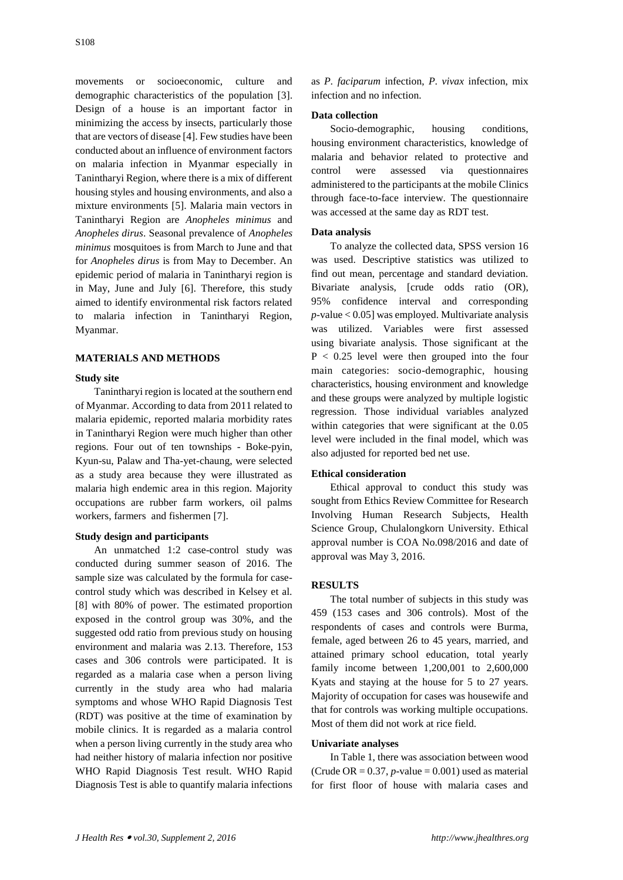movements or socioeconomic, culture and demographic characteristics of the population [3]. Design of a house is an important factor in minimizing the access by insects, particularly those that are vectors of disease [4]. Few studies have been conducted about an influence of environment factors on malaria infection in Myanmar especially in Tanintharyi Region, where there is a mix of different housing styles and housing environments, and also a mixture environments [5]. Malaria main vectors in Tanintharyi Region are *Anopheles minimus* and *Anopheles dirus*. Seasonal prevalence of *Anopheles minimus* mosquitoes is from March to June and that for *Anopheles dirus* is from May to December. An epidemic period of malaria in Tanintharyi region is in May, June and July [6]. Therefore, this study aimed to identify environmental risk factors related to malaria infection in Tanintharyi Region, Myanmar.

## MATERIALS AND METHODS

### Study site

Tanintharyi region is located at the southern end of Myanmar. According to data from 2011 related to malaria epidemic, reported malaria morbidity rates in Tanintharyi Region were much higher than other regions. Four out of ten townships - Boke-pyin, Kyun-su, Palaw and Tha-yet-chaung, were selected as a study area because they were illustrated as malaria high endemic area in this region. Majority occupations are rubber farm workers, oil palms workers, farmers and fishermen [7].

### Study design and participants

An unmatched 1:2 case-control study was conducted during summer season of 2016. The sample size was calculated by the formula for case-control study which was described in Kelsey et al. [8] with 80% of power. The estimated proportion exposed in the control group was 30%, and the suggested odd ratio from previous study on housing environment and malaria was 2.13. Therefore, 153 cases and 306 controls were participated. It is regarded as a malaria case when a person living currently in the study area who had malaria symptoms and whose WHO Rapid Diagnosis Test (RDT) was positive at the time of examination by mobile clinics. It is regarded as a malaria control when a person living currently in the study area who had neither history of malaria infection nor positive WHO Rapid Diagnosis Test result. WHO Rapid Diagnosis Test is able to quantify malaria infections as *P. faciparum* infection, *P. vivax* infection, mix infection and no infection.

### Data collection

Socio-demographic, housing conditions, housing environment characteristics, knowledge of malaria and behavior related to protective and control were assessed via questionnaires administered to the participants at the mobile Clinics through face-to-face interview. The questionnaire was accessed at the same day as RDT test.

### Data analysis

To analyze the collected data, SPSS version 16 was used. Descriptive statistics was utilized to find out mean, percentage and standard deviation. Bivariate analysis, [crude odds ratio (OR), 95% confidence interval and corresponding $p$-value $< 0.05$] was employed. Multivariate analysis was utilized. Variables were first assessed using bivariate analysis. Those significant at the $P < 0.25$ level were then grouped into the four main categories: socio-demographic, housing characteristics, housing environment and knowledge and these groups were analyzed by multiple logistic regression. Those individual variables analyzed within categories that were significant at the 0.05 level were included in the final model, which was also adjusted for reported bed net use.

### Ethical consideration

Ethical approval to conduct this study was sought from Ethics Review Committee for Research Involving Human Research Subjects, Health Science Group, Chulalongkorn University. Ethical approval number is COA No.098/2016 and date of approval was May 3, 2016.

## RESULTS

The total number of subjects in this study was 459 (153 cases and 306 controls). Most of the respondents of cases and controls were Burma, female, aged between 26 to 45 years, married, and attained primary school education, total yearly family income between 1,200,001 to 2,600,000 Kyats and staying at the house for 5 to 27 years. Majority of occupation for cases was housewife and that for controls was working multiple occupations. Most of them did not work at rice field.

### Univariate analyses

In Table 1, there was association between wood (Crude OR = 0.37, $p$-value = 0.001) used as material for first floor of house with malaria cases and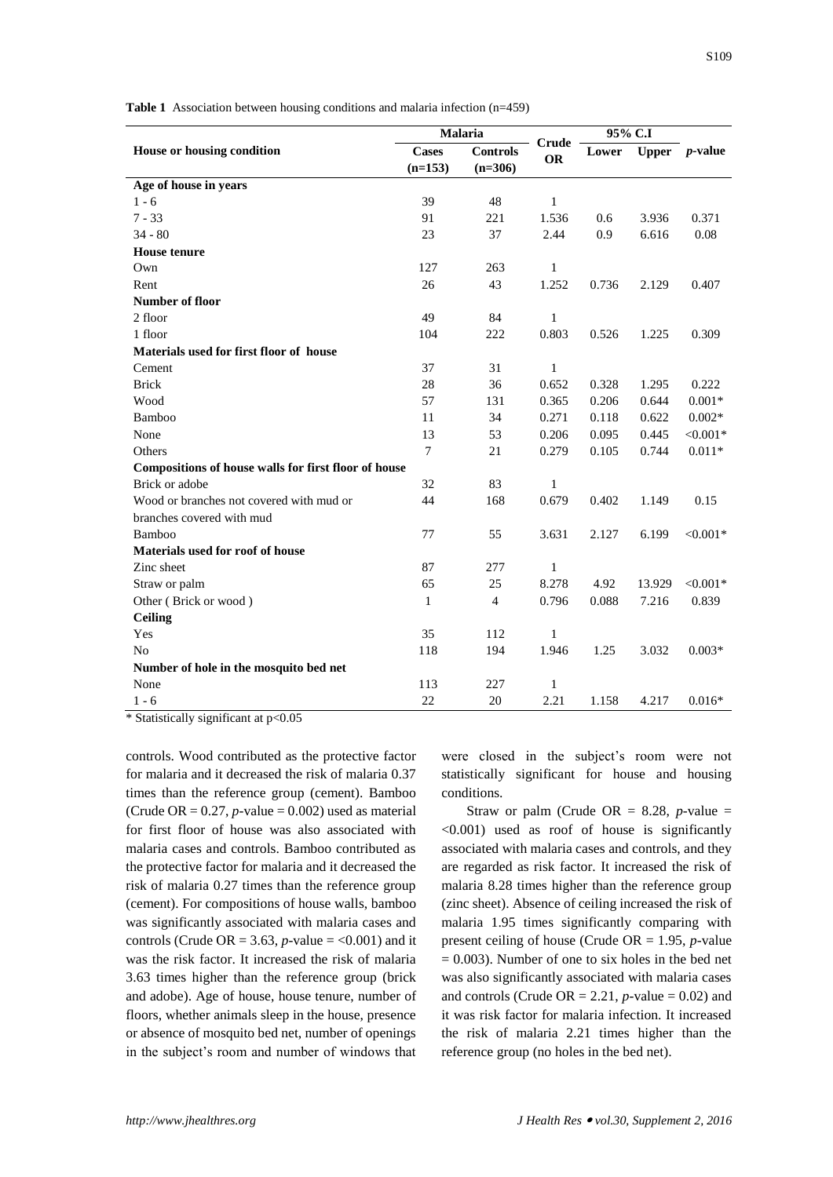**Table 1** Association between housing conditions and malaria infection (n=459)

| House or housing condition | Malaria | | Crude OR | 95% C.I | | *p*-value |
|---|---|---|---|---|---|---|
| | Cases (n=153) | Controls (n=306) | | Lower | Upper | |
| **Age of house in years** | | | | | | |
| 1 - 6 | 39 | 48 | 1 | | | |
| 7 - 33 | 91 | 221 | 1.536 | 0.6 | 3.936 | 0.371 |
| 34 - 80 | 23 | 37 | 2.44 | 0.9 | 6.616 | 0.08 |
| **House tenure** | | | | | | |
| Own | 127 | 263 | 1 | | | |
| Rent | 26 | 43 | 1.252 | 0.736 | 2.129 | 0.407 |
| **Number of floor** | | | | | | |
| 2 floor | 49 | 84 | 1 | | | |
| 1 floor | 104 | 222 | 0.803 | 0.526 | 1.225 | 0.309 |
| **Materials used for first floor of house** | | | | | | |
| Cement | 37 | 31 | 1 | | | |
| Brick | 28 | 36 | 0.652 | 0.328 | 1.295 | 0.222 |
| Wood | 57 | 131 | 0.365 | 0.206 | 0.644 | 0.001* |
| Bamboo | 11 | 34 | 0.271 | 0.118 | 0.622 | 0.002* |
| None | 13 | 53 | 0.206 | 0.095 | 0.445 | <0.001* |
| Others | 7 | 21 | 0.279 | 0.105 | 0.744 | 0.011* |
| **Compositions of house walls for first floor of house** | | | | | | |
| Brick or adobe | 32 | 83 | 1 | | | |
| Wood or branches not covered with mud or branches covered with mud | 44 | 168 | 0.679 | 0.402 | 1.149 | 0.15 |
| Bamboo | 77 | 55 | 3.631 | 2.127 | 6.199 | <0.001* |
| **Materials used for roof of house** | | | | | | |
| Zinc sheet | 87 | 277 | 1 | | | |
| Straw or palm | 65 | 25 | 8.278 | 4.92 | 13.929 | <0.001* |
| Other ( Brick or wood ) | 1 | 4 | 0.796 | 0.088 | 7.216 | 0.839 |
| **Ceiling** | | | | | | |
| Yes | 35 | 112 | 1 | | | |
| No | 118 | 194 | 1.946 | 1.25 | 3.032 | 0.003* |
| **Number of hole in the mosquito bed net** | | | | | | |
| None | 113 | 227 | 1 | | | |
| 1 - 6 | 22 | 20 | 2.21 | 1.158 | 4.217 | 0.016* |

\* Statistically significant at $p<0.05$

controls. Wood contributed as the protective factor for malaria and it decreased the risk of malaria 0.37 times than the reference group (cement). Bamboo (Crude OR = 0.27, *p*-value = 0.002) used as material for first floor of house was also associated with malaria cases and controls. Bamboo contributed as the protective factor for malaria and it decreased the risk of malaria 0.27 times than the reference group (cement). For compositions of house walls, bamboo was significantly associated with malaria cases and controls (Crude OR = 3.63, *p*-value = <0.001) and it was the risk factor. It increased the risk of malaria 3.63 times higher than the reference group (brick and adobe). Age of house, house tenure, number of floors, whether animals sleep in the house, presence or absence of mosquito bed net, number of openings in the subject's room and number of windows that were closed in the subject's room were not statistically significant for house and housing conditions.

Straw or palm (Crude OR = 8.28, *p*-value = <0.001) used as roof of house is significantly associated with malaria cases and controls, and they are regarded as risk factor. It increased the risk of malaria 8.28 times higher than the reference group (zinc sheet). Absence of ceiling increased the risk of malaria 1.95 times significantly comparing with present ceiling of house (Crude OR = 1.95, *p*-value = 0.003). Number of one to six holes in the bed net was also significantly associated with malaria cases and controls (Crude OR = 2.21, *p*-value = 0.02) and it was risk factor for malaria infection. It increased the risk of malaria 2.21 times higher than the reference group (no holes in the bed net).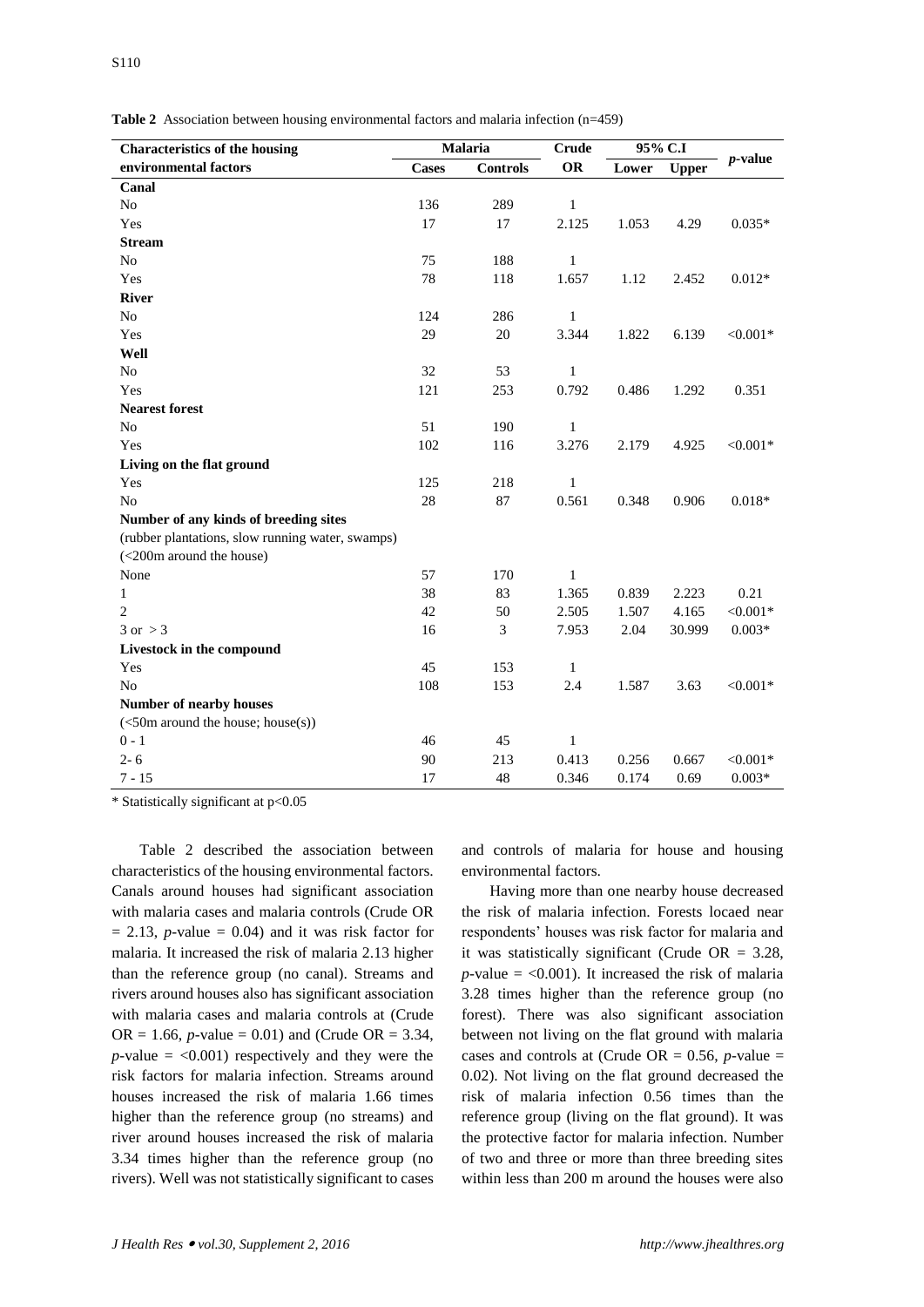**Table 2** Association between housing environmental factors and malaria infection (n=459)

| Characteristics of the housing environmental factors | Malaria | | Crude OR | 95% C.I | | *p*-value |
|---|---|---|---|---|---|---|
| | Cases | Controls | | Lower | Upper | |
| **Canal** | | | | | | |
| No | 136 | 289 | 1 | | | |
| Yes | 17 | 17 | 2.125 | 1.053 | 4.29 | 0.035* |
| **Stream** | | | | | | |
| No | 75 | 188 | 1 | | | |
| Yes | 78 | 118 | 1.657 | 1.12 | 2.452 | 0.012* |
| **River** | | | | | | |
| No | 124 | 286 | 1 | | | |
| Yes | 29 | 20 | 3.344 | 1.822 | 6.139 | <0.001* |
| **Well** | | | | | | |
| No | 32 | 53 | 1 | | | |
| Yes | 121 | 253 | 0.792 | 0.486 | 1.292 | 0.351 |
| **Nearest forest** | | | | | | |
| No | 51 | 190 | 1 | | | |
| Yes | 102 | 116 | 3.276 | 2.179 | 4.925 | <0.001* |
| **Living on the flat ground** | | | | | | |
| Yes | 125 | 218 | 1 | | | |
| No | 28 | 87 | 0.561 | 0.348 | 0.906 | 0.018* |
| **Number of any kinds of breeding sites** (rubber plantations, slow running water, swamps) (<200m around the house) | | | | | | |
| None | 57 | 170 | 1 | | | |
| 1 | 38 | 83 | 1.365 | 0.839 | 2.223 | 0.21 |
| 2 | 42 | 50 | 2.505 | 1.507 | 4.165 | <0.001* |
| 3 or > 3 | 16 | 3 | 7.953 | 2.04 | 30.999 | 0.003* |
| **Livestock in the compound** | | | | | | |
| Yes | 45 | 153 | 1 | | | |
| No | 108 | 153 | 2.4 | 1.587 | 3.63 | <0.001* |
| **Number of nearby houses** (<50m around the house; house(s)) | | | | | | |
| 0 - 1 | 46 | 45 | 1 | | | |
| 2- 6 | 90 | 213 | 0.413 | 0.256 | 0.667 | <0.001* |
| 7 - 15 | 17 | 48 | 0.346 | 0.174 | 0.69 | 0.003* |

\* Statistically significant at p<0.05

Table 2 described the association between characteristics of the housing environmental factors. Canals around houses had significant association with malaria cases and malaria controls (Crude OR = 2.13, *p*-value = 0.04) and it was risk factor for malaria. It increased the risk of malaria 2.13 higher than the reference group (no canal). Streams and rivers around houses also has significant association with malaria cases and malaria controls at (Crude OR = 1.66, *p*-value = 0.01) and (Crude OR = 3.34, *p*-value = <0.001) respectively and they were the risk factors for malaria infection. Streams around houses increased the risk of malaria 1.66 times higher than the reference group (no streams) and river around houses increased the risk of malaria 3.34 times higher than the reference group (no rivers). Well was not statistically significant to cases and controls of malaria for house and housing environmental factors.

Having more than one nearby house decreased the risk of malaria infection. Forests locaed near respondents' houses was risk factor for malaria and it was statistically significant (Crude OR = 3.28, *p*-value = <0.001). It increased the risk of malaria 3.28 times higher than the reference group (no forest). There was also significant association between not living on the flat ground with malaria cases and controls at (Crude OR = 0.56, *p*-value = 0.02). Not living on the flat ground decreased the risk of malaria infection 0.56 times than the reference group (living on the flat ground). It was the protective factor for malaria infection. Number of two and three or more than three breeding sites within less than 200 m around the houses were also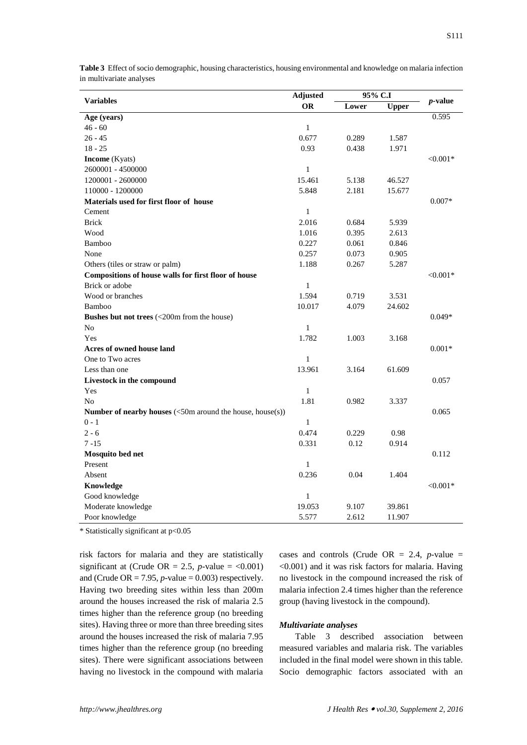**Table 3** Effect of socio demographic, housing characteristics, housing environmental and knowledge on malaria infection in multivariate analyses

| Variables | Adjusted OR | 95% C.I | | *p*-value |
|---|---|---|---|---|
| | | Lower | Upper | |
| **Age (years)** | | | | 0.595 |
| 46 - 60 | 1 | | | |
| 26 - 45 | 0.677 | 0.289 | 1.587 | |
| 18 - 25 | 0.93 | 0.438 | 1.971 | |
| **Income** (Kyats) | | | | <0.001* |
| 2600001 - 4500000 | 1 | | | |
| 1200001 - 2600000 | 15.461 | 5.138 | 46.527 | |
| 110000 - 1200000 | 5.848 | 2.181 | 15.677 | |
| **Materials used for first floor of house** | | | | 0.007* |
| Cement | 1 | | | |
| Brick | 2.016 | 0.684 | 5.939 | |
| Wood | 1.016 | 0.395 | 2.613 | |
| Bamboo | 0.227 | 0.061 | 0.846 | |
| None | 0.257 | 0.073 | 0.905 | |
| Others (tiles or straw or palm) | 1.188 | 0.267 | 5.287 | |
| **Compositions of house walls for first floor of house** | | | | <0.001* |
| Brick or adobe | 1 | | | |
| Wood or branches | 1.594 | 0.719 | 3.531 | |
| Bamboo | 10.017 | 4.079 | 24.602 | |
| **Bushes but not trees** (<200m from the house) | | | | 0.049* |
| No | 1 | | | |
| Yes | 1.782 | 1.003 | 3.168 | |
| **Acres of owned house land** | | | | 0.001* |
| One to Two acres | 1 | | | |
| Less than one | 13.961 | 3.164 | 61.609 | |
| **Livestock in the compound** | | | | 0.057 |
| Yes | 1 | | | |
| No | 1.81 | 0.982 | 3.337 | |
| **Number of nearby houses** (<50m around the house, house(s)) | | | | 0.065 |
| 0 - 1 | 1 | | | |
| 2 - 6 | 0.474 | 0.229 | 0.98 | |
| 7 -15 | 0.331 | 0.12 | 0.914 | |
| **Mosquito bed net** | | | | 0.112 |
| Present | 1 | | | |
| Absent | 0.236 | 0.04 | 1.404 | |
| **Knowledge** | | | | <0.001* |
| Good knowledge | 1 | | | |
| Moderate knowledge | 19.053 | 9.107 | 39.861 | |
| Poor knowledge | 5.577 | 2.612 | 11.907 | |

\* Statistically significant at p<0.05

risk factors for malaria and they are statistically significant at (Crude OR = 2.5, *p*-value = <0.001) and (Crude OR = 7.95, *p*-value = 0.003) respectively. Having two breeding sites within less than 200m around the houses increased the risk of malaria 2.5 times higher than the reference group (no breeding sites). Having three or more than three breeding sites around the houses increased the risk of malaria 7.95 times higher than the reference group (no breeding sites). There were significant associations between having no livestock in the compound with malaria cases and controls (Crude OR = 2.4, *p*-value = <0.001) and it was risk factors for malaria. Having no livestock in the compound increased the risk of malaria infection 2.4 times higher than the reference group (having livestock in the compound).

### *Multivariate analyses*

Table 3 described association between measured variables and malaria risk. The variables included in the final model were shown in this table. Socio demographic factors associated with an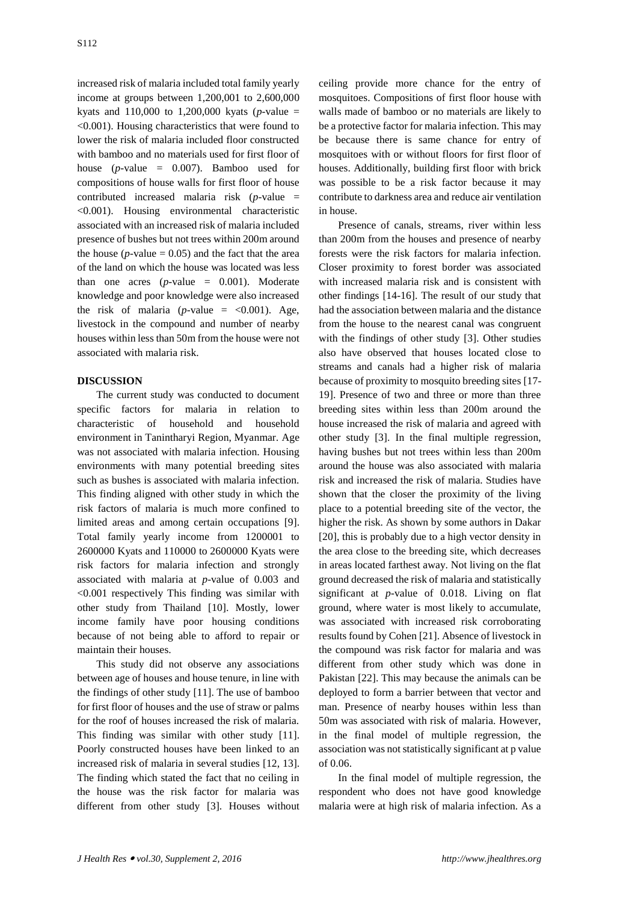increased risk of malaria included total family yearly income at groups between 1,200,001 to 2,600,000 kyats and 110,000 to 1,200,000 kyats (*p*-value = <0.001). Housing characteristics that were found to lower the risk of malaria included floor constructed with bamboo and no materials used for first floor of house (*p*-value = 0.007). Bamboo used for compositions of house walls for first floor of house contributed increased malaria risk (*p*-value = <0.001). Housing environmental characteristic associated with an increased risk of malaria included presence of bushes but not trees within 200m around the house (*p*-value = 0.05) and the fact that the area of the land on which the house was located was less than one acres (*p*-value = 0.001). Moderate knowledge and poor knowledge were also increased the risk of malaria (*p*-value = <0.001). Age, livestock in the compound and number of nearby houses within less than 50m from the house were not associated with malaria risk.

**DISCUSSION**

The current study was conducted to document specific factors for malaria in relation to characteristic of household and household environment in Tanintharyi Region, Myanmar. Age was not associated with malaria infection. Housing environments with many potential breeding sites such as bushes is associated with malaria infection. This finding aligned with other study in which the risk factors of malaria is much more confined to limited areas and among certain occupations [9]. Total family yearly income from 1200001 to 2600000 Kyats and 110000 to 2600000 Kyats were risk factors for malaria infection and strongly associated with malaria at *p*-value of 0.003 and <0.001 respectively This finding was similar with other study from Thailand [10]. Mostly, lower income family have poor housing conditions because of not being able to afford to repair or maintain their houses.

This study did not observe any associations between age of houses and house tenure, in line with the findings of other study [11]. The use of bamboo for first floor of houses and the use of straw or palms for the roof of houses increased the risk of malaria. This finding was similar with other study [11]. Poorly constructed houses have been linked to an increased risk of malaria in several studies [12, 13]. The finding which stated the fact that no ceiling in the house was the risk factor for malaria was different from other study [3]. Houses without ceiling provide more chance for the entry of mosquitoes. Compositions of first floor house with walls made of bamboo or no materials are likely to be a protective factor for malaria infection. This may be because there is same chance for entry of mosquitoes with or without floors for first floor of houses. Additionally, building first floor with brick was possible to be a risk factor because it may contribute to darkness area and reduce air ventilation in house.

Presence of canals, streams, river within less than 200m from the houses and presence of nearby forests were the risk factors for malaria infection. Closer proximity to forest border was associated with increased malaria risk and is consistent with other findings [14-16]. The result of our study that had the association between malaria and the distance from the house to the nearest canal was congruent with the findings of other study [3]. Other studies also have observed that houses located close to streams and canals had a higher risk of malaria because of proximity to mosquito breeding sites [17-19]. Presence of two and three or more than three breeding sites within less than 200m around the house increased the risk of malaria and agreed with other study [3]. In the final multiple regression, having bushes but not trees within less than 200m around the house was also associated with malaria risk and increased the risk of malaria. Studies have shown that the closer the proximity of the living place to a potential breeding site of the vector, the higher the risk. As shown by some authors in Dakar [20], this is probably due to a high vector density in the area close to the breeding site, which decreases in areas located farthest away. Not living on the flat ground decreased the risk of malaria and statistically significant at *p*-value of 0.018. Living on flat ground, where water is most likely to accumulate, was associated with increased risk corroborating results found by Cohen [21]. Absence of livestock in the compound was risk factor for malaria and was different from other study which was done in Pakistan [22]. This may because the animals can be deployed to form a barrier between that vector and man. Presence of nearby houses within less than 50m was associated with risk of malaria. However, in the final model of multiple regression, the association was not statistically significant at p value of 0.06.

In the final model of multiple regression, the respondent who does not have good knowledge malaria were at high risk of malaria infection. As a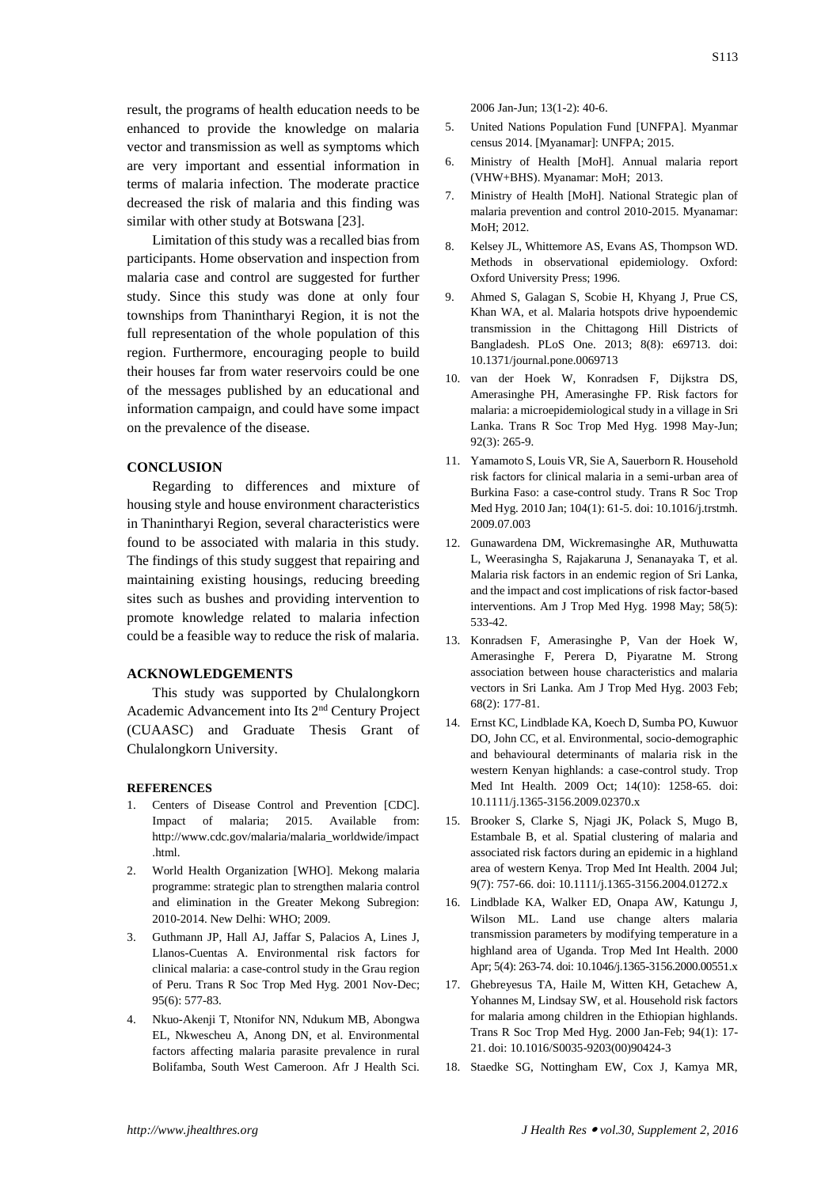result, the programs of health education needs to be enhanced to provide the knowledge on malaria vector and transmission as well as symptoms which are very important and essential information in terms of malaria infection. The moderate practice decreased the risk of malaria and this finding was similar with other study at Botswana [23].

Limitation of this study was a recalled bias from participants. Home observation and inspection from malaria case and control are suggested for further study. Since this study was done at only four townships from Thanintharyi Region, it is not the full representation of the whole population of this region. Furthermore, encouraging people to build their houses far from water reservoirs could be one of the messages published by an educational and information campaign, and could have some impact on the prevalence of the disease.

## CONCLUSION

Regarding to differences and mixture of housing style and house environment characteristics in Thanintharyi Region, several characteristics were found to be associated with malaria in this study. The findings of this study suggest that repairing and maintaining existing housings, reducing breeding sites such as bushes and providing intervention to promote knowledge related to malaria infection could be a feasible way to reduce the risk of malaria.

## ACKNOWLEDGEMENTS

This study was supported by Chulalongkorn Academic Advancement into Its 2nd Century Project (CUAASC) and Graduate Thesis Grant of Chulalongkorn University.

## REFERENCES

1. Centers of Disease Control and Prevention [CDC]. Impact of malaria; 2015. Available from: http://www.cdc.gov/malaria/malaria_worldwide/impact.html.
2. World Health Organization [WHO]. Mekong malaria programme: strategic plan to strengthen malaria control and elimination in the Greater Mekong Subregion: 2010-2014. New Delhi: WHO; 2009.
3. Guthmann JP, Hall AJ, Jaffar S, Palacios A, Lines J, Llanos-Cuentas A. Environmental risk factors for clinical malaria: a case-control study in the Grau region of Peru. Trans R Soc Trop Med Hyg. 2001 Nov-Dec; 95(6): 577-83.
4. Nkuo-Akenji T, Ntonifor NN, Ndukum MB, Abongwa EL, Nkwescheu A, Anong DN, et al. Environmental factors affecting malaria parasite prevalence in rural Bolifamba, South West Cameroon. Afr J Health Sci. 2006 Jan-Jun; 13(1-2): 40-6.
5. United Nations Population Fund [UNFPA]. Myanmar census 2014. [Myanamar]: UNFPA; 2015.
6. Ministry of Health [MoH]. Annual malaria report (VHW+BHS). Myanamar: MoH; 2013.
7. Ministry of Health [MoH]. National Strategic plan of malaria prevention and control 2010-2015. Myanamar: MoH; 2012.
8. Kelsey JL, Whittemore AS, Evans AS, Thompson WD. Methods in observational epidemiology. Oxford: Oxford University Press; 1996.
9. Ahmed S, Galagan S, Scobie H, Khyang J, Prue CS, Khan WA, et al. Malaria hotspots drive hypoendemic transmission in the Chittagong Hill Districts of Bangladesh. PLoS One. 2013; 8(8): e69713. doi: 10.1371/journal.pone.0069713
10. van der Hoek W, Konradsen F, Dijkstra DS, Amerasinghe PH, Amerasinghe FP. Risk factors for malaria: a microepidemiological study in a village in Sri Lanka. Trans R Soc Trop Med Hyg. 1998 May-Jun; 92(3): 265-9.
11. Yamamoto S, Louis VR, Sie A, Sauerborn R. Household risk factors for clinical malaria in a semi-urban area of Burkina Faso: a case-control study. Trans R Soc Trop Med Hyg. 2010 Jan; 104(1): 61-5. doi: 10.1016/j.trstmh.2009.07.003
12. Gunawardena DM, Wickremasinghe AR, Muthuwatta L, Weerasingha S, Rajakaruna J, Senanayaka T, et al. Malaria risk factors in an endemic region of Sri Lanka, and the impact and cost implications of risk factor-based interventions. Am J Trop Med Hyg. 1998 May; 58(5): 533-42.
13. Konradsen F, Amerasinghe P, Van der Hoek W, Amerasinghe F, Perera D, Piyaratne M. Strong association between house characteristics and malaria vectors in Sri Lanka. Am J Trop Med Hyg. 2003 Feb; 68(2): 177-81.
14. Ernst KC, Lindblade KA, Koech D, Sumba PO, Kuwuor DO, John CC, et al. Environmental, socio-demographic and behavioural determinants of malaria risk in the western Kenyan highlands: a case-control study. Trop Med Int Health. 2009 Oct; 14(10): 1258-65. doi: 10.1111/j.1365-3156.2009.02370.x
15. Brooker S, Clarke S, Njagi JK, Polack S, Mugo B, Estambale B, et al. Spatial clustering of malaria and associated risk factors during an epidemic in a highland area of western Kenya. Trop Med Int Health. 2004 Jul; 9(7): 757-66. doi: 10.1111/j.1365-3156.2004.01272.x
16. Lindblade KA, Walker ED, Onapa AW, Katungu J, Wilson ML. Land use change alters malaria transmission parameters by modifying temperature in a highland area of Uganda. Trop Med Int Health. 2000 Apr; 5(4): 263-74. doi: 10.1046/j.1365-3156.2000.00551.x
17. Ghebreyesus TA, Haile M, Witten KH, Getachew A, Yohannes M, Lindsay SW, et al. Household risk factors for malaria among children in the Ethiopian highlands. Trans R Soc Trop Med Hyg. 2000 Jan-Feb; 94(1): 17-21. doi: 10.1016/S0035-9203(00)90424-3
18. Staedke SG, Nottingham EW, Cox J, Kamya MR,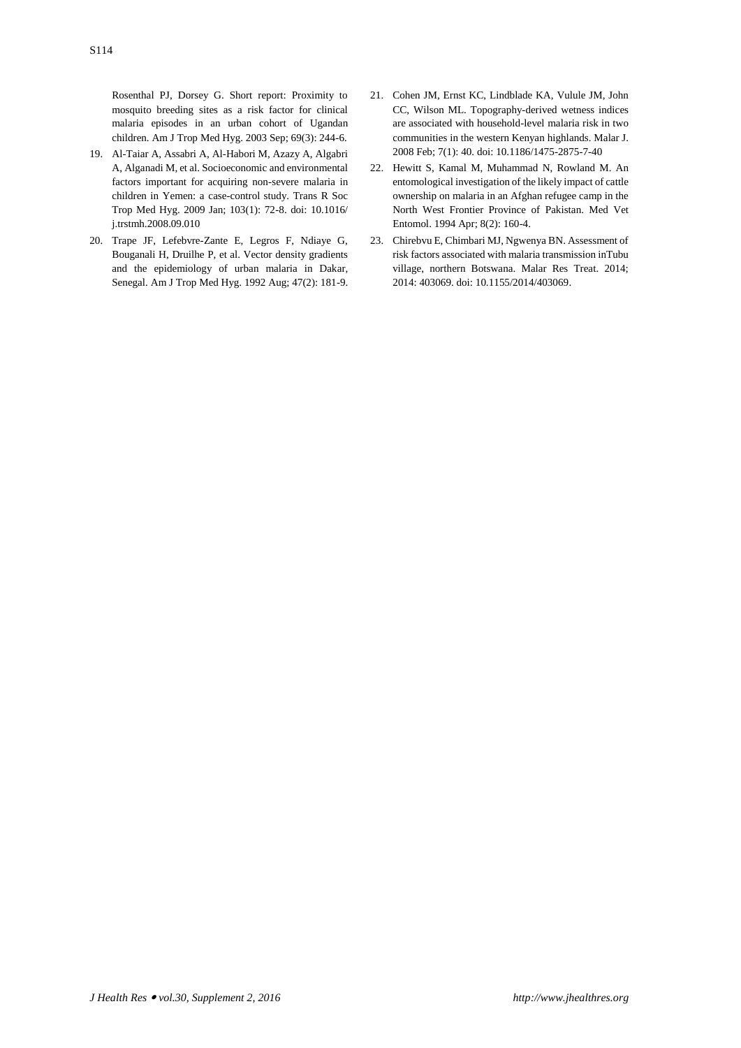Rosenthal PJ, Dorsey G. Short report: Proximity to mosquito breeding sites as a risk factor for clinical malaria episodes in an urban cohort of Ugandan children. Am J Trop Med Hyg. 2003 Sep; 69(3): 244-6.

19. Al-Taiar A, Assabri A, Al-Habori M, Azazy A, Algabri A, Alganadi M, et al. Socioeconomic and environmental factors important for acquiring non-severe malaria in children in Yemen: a case-control study. Trans R Soc Trop Med Hyg. 2009 Jan; 103(1): 72-8. doi: 10.1016/j.trstmh.2008.09.010

20. Trape JF, Lefebvre-Zante E, Legros F, Ndiaye G, Bouganali H, Druilhe P, et al. Vector density gradients and the epidemiology of urban malaria in Dakar, Senegal. Am J Trop Med Hyg. 1992 Aug; 47(2): 181-9.

21. Cohen JM, Ernst KC, Lindblade KA, Vulule JM, John CC, Wilson ML. Topography-derived wetness indices are associated with household-level malaria risk in two communities in the western Kenyan highlands. Malar J. 2008 Feb; 7(1): 40. doi: 10.1186/1475-2875-7-40

22. Hewitt S, Kamal M, Muhammad N, Rowland M. An entomological investigation of the likely impact of cattle ownership on malaria in an Afghan refugee camp in the North West Frontier Province of Pakistan. Med Vet Entomol. 1994 Apr; 8(2): 160-4.

23. Chirebvu E, Chimbari MJ, Ngwenya BN. Assessment of risk factors associated with malaria transmission inTubu village, northern Botswana. Malar Res Treat. 2014; 2014: 403069. doi: 10.1155/2014/403069.